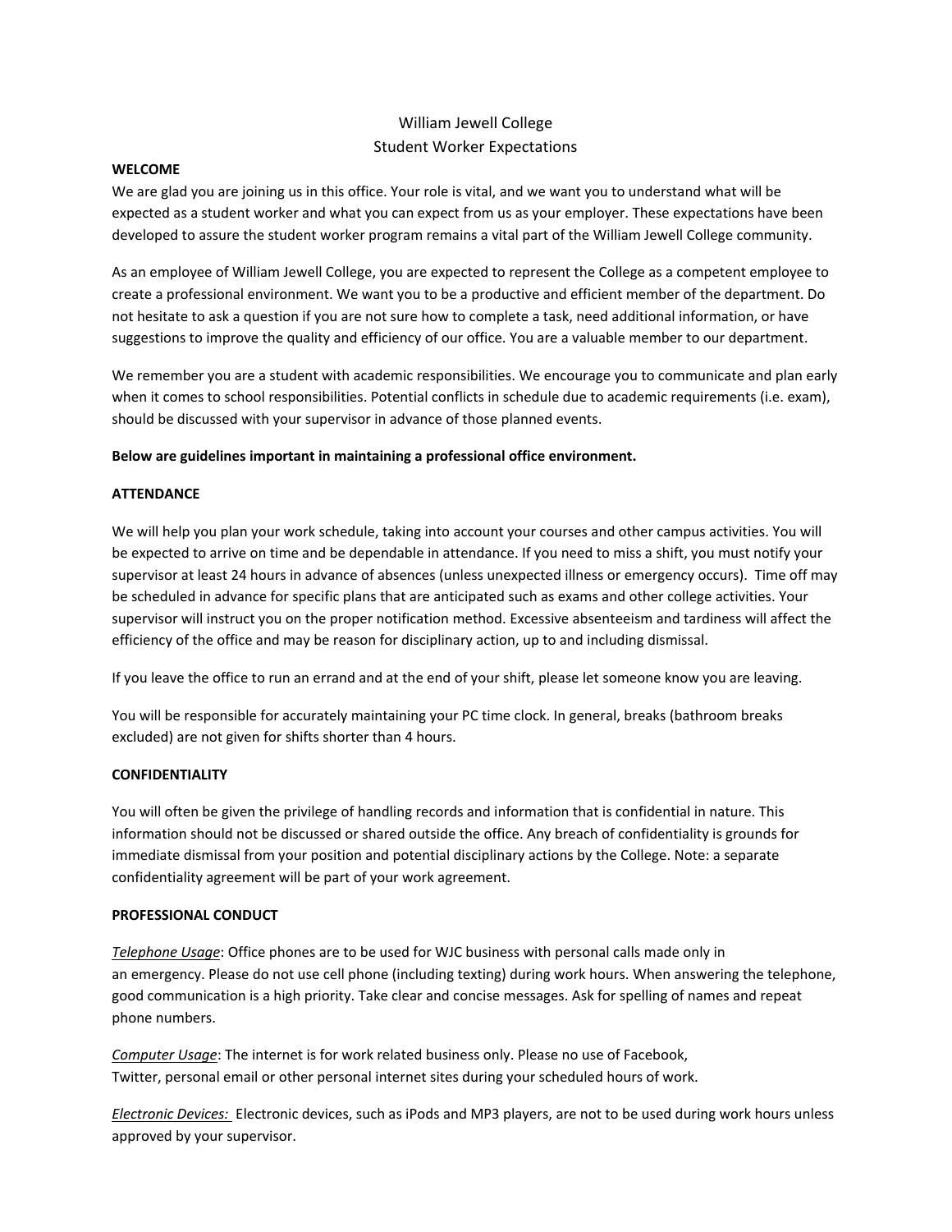# William Jewell College
## Student Worker Expectations

**WELCOME**

We are glad you are joining us in this office. Your role is vital, and we want you to understand what will be expected as a student worker and what you can expect from us as your employer. These expectations have been developed to assure the student worker program remains a vital part of the William Jewell College community.

As an employee of William Jewell College, you are expected to represent the College as a competent employee to create a professional environment. We want you to be a productive and efficient member of the department. Do not hesitate to ask a question if you are not sure how to complete a task, need additional information, or have suggestions to improve the quality and efficiency of our office. You are a valuable member to our department.

We remember you are a student with academic responsibilities. We encourage you to communicate and plan early when it comes to school responsibilities. Potential conflicts in schedule due to academic requirements (i.e. exam), should be discussed with your supervisor in advance of those planned events.

**Below are guidelines important in maintaining a professional office environment.**

**ATTENDANCE**

We will help you plan your work schedule, taking into account your courses and other campus activities. You will be expected to arrive on time and be dependable in attendance. If you need to miss a shift, you must notify your supervisor at least 24 hours in advance of absences (unless unexpected illness or emergency occurs). Time off may be scheduled in advance for specific plans that are anticipated such as exams and other college activities. Your supervisor will instruct you on the proper notification method. Excessive absenteeism and tardiness will affect the efficiency of the office and may be reason for disciplinary action, up to and including dismissal.

If you leave the office to run an errand and at the end of your shift, please let someone know you are leaving.

You will be responsible for accurately maintaining your PC time clock. In general, breaks (bathroom breaks excluded) are not given for shifts shorter than 4 hours.

**CONFIDENTIALITY**

You will often be given the privilege of handling records and information that is confidential in nature. This information should not be discussed or shared outside the office. Any breach of confidentiality is grounds for immediate dismissal from your position and potential disciplinary actions by the College. Note: a separate confidentiality agreement will be part of your work agreement.

**PROFESSIONAL CONDUCT**

*Telephone Usage*: Office phones are to be used for WJC business with personal calls made only in an emergency. Please do not use cell phone (including texting) during work hours. When answering the telephone, good communication is a high priority. Take clear and concise messages. Ask for spelling of names and repeat phone numbers.

*Computer Usage*: The internet is for work related business only. Please no use of Facebook, Twitter, personal email or other personal internet sites during your scheduled hours of work.

*Electronic Devices:* Electronic devices, such as iPods and MP3 players, are not to be used during work hours unless approved by your supervisor.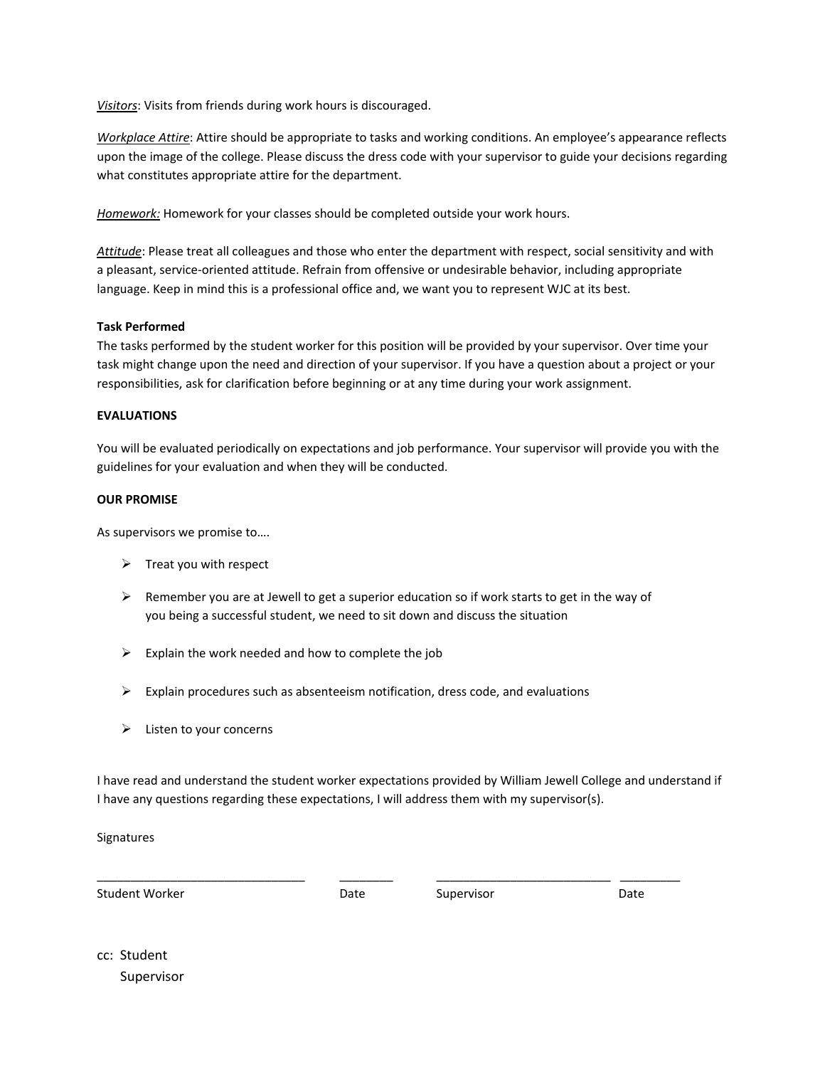*Visitors*: Visits from friends during work hours is discouraged.

*Workplace Attire*: Attire should be appropriate to tasks and working conditions. An employee's appearance reflects upon the image of the college. Please discuss the dress code with your supervisor to guide your decisions regarding what constitutes appropriate attire for the department.

*Homework:* Homework for your classes should be completed outside your work hours.

*Attitude*: Please treat all colleagues and those who enter the department with respect, social sensitivity and with a pleasant, service-oriented attitude. Refrain from offensive or undesirable behavior, including appropriate language. Keep in mind this is a professional office and, we want you to represent WJC at its best.

**Task Performed**

The tasks performed by the student worker for this position will be provided by your supervisor. Over time your task might change upon the need and direction of your supervisor. If you have a question about a project or your responsibilities, ask for clarification before beginning or at any time during your work assignment.

**EVALUATIONS**

You will be evaluated periodically on expectations and job performance. Your supervisor will provide you with the guidelines for your evaluation and when they will be conducted.

**OUR PROMISE**

As supervisors we promise to….

- Treat you with respect
- Remember you are at Jewell to get a superior education so if work starts to get in the way of you being a successful student, we need to sit down and discuss the situation
- Explain the work needed and how to complete the job
- Explain procedures such as absenteeism notification, dress code, and evaluations
- Listen to your concerns

I have read and understand the student worker expectations provided by William Jewell College and understand if I have any questions regarding these expectations, I will address them with my supervisor(s).

Signatures

_______________________________ ________ ___________________________ _________

Student Worker Date Supervisor Date

cc: Student
Supervisor